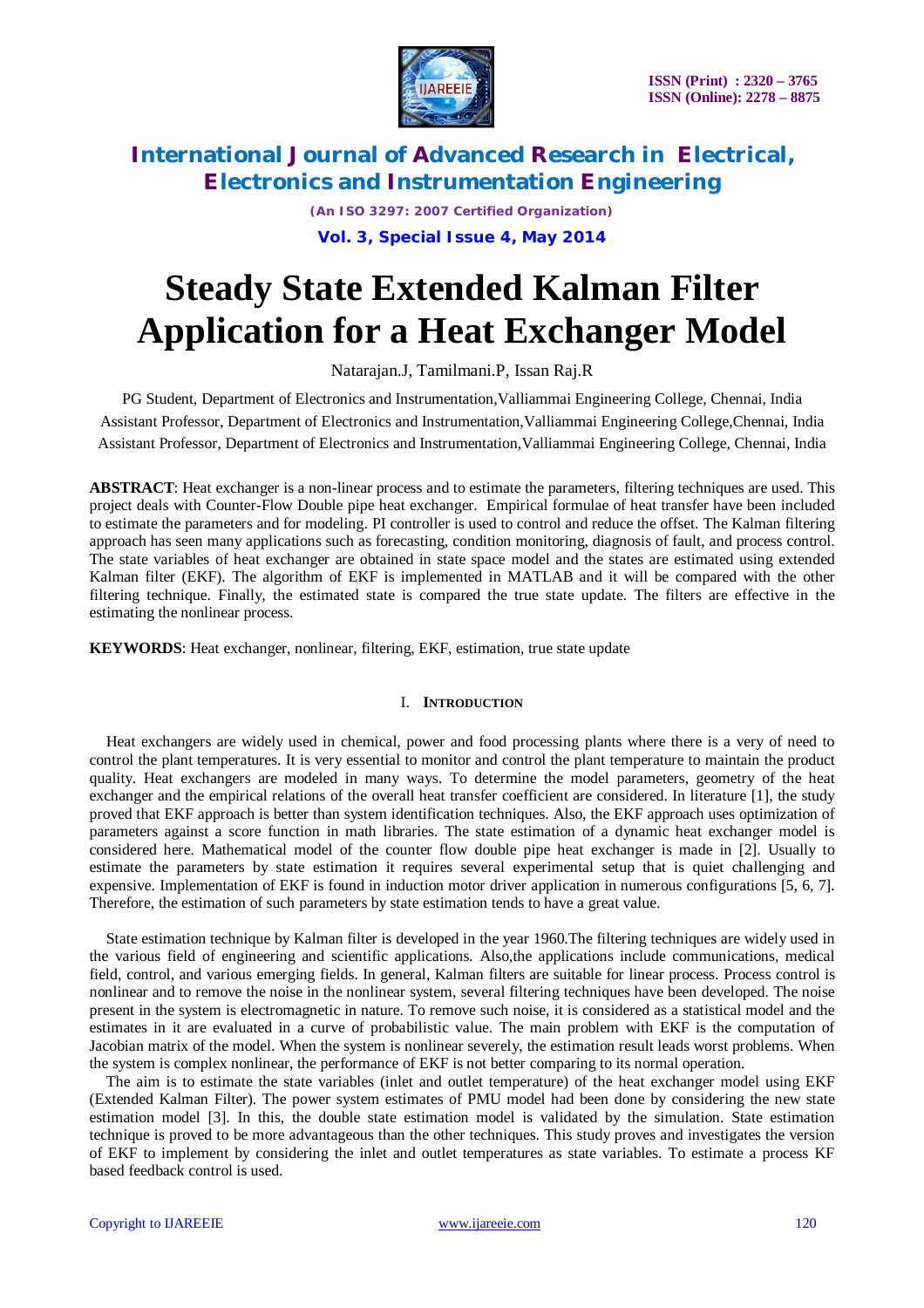# Steady State Extended Kalman Filter Application for a Heat Exchanger Model

Natarajan.J, Tamilmani.P, Issan Raj.R

PG Student, Department of Electronics and Instrumentation,Valliammai Engineering College, Chennai, India

Assistant Professor, Department of Electronics and Instrumentation,Valliammai Engineering College,Chennai, India

Assistant Professor, Department of Electronics and Instrumentation,Valliammai Engineering College, Chennai, India

**ABSTRACT**: Heat exchanger is a non-linear process and to estimate the parameters, filtering techniques are used. This project deals with Counter-Flow Double pipe heat exchanger. Empirical formulae of heat transfer have been included to estimate the parameters and for modeling. PI controller is used to control and reduce the offset. The Kalman filtering approach has seen many applications such as forecasting, condition monitoring, diagnosis of fault, and process control. The state variables of heat exchanger are obtained in state space model and the states are estimated using extended Kalman filter (EKF). The algorithm of EKF is implemented in MATLAB and it will be compared with the other filtering technique. Finally, the estimated state is compared the true state update. The filters are effective in the estimating the nonlinear process.

**KEYWORDS**: Heat exchanger, nonlinear, filtering, EKF, estimation, true state update

## I. INTRODUCTION

Heat exchangers are widely used in chemical, power and food processing plants where there is a very of need to control the plant temperatures. It is very essential to monitor and control the plant temperature to maintain the product quality. Heat exchangers are modeled in many ways. To determine the model parameters, geometry of the heat exchanger and the empirical relations of the overall heat transfer coefficient are considered. In literature [1], the study proved that EKF approach is better than system identification techniques. Also, the EKF approach uses optimization of parameters against a score function in math libraries. The state estimation of a dynamic heat exchanger model is considered here. Mathematical model of the counter flow double pipe heat exchanger is made in [2]. Usually to estimate the parameters by state estimation it requires several experimental setup that is quiet challenging and expensive. Implementation of EKF is found in induction motor driver application in numerous configurations [5, 6, 7]. Therefore, the estimation of such parameters by state estimation tends to have a great value.

State estimation technique by Kalman filter is developed in the year 1960.The filtering techniques are widely used in the various field of engineering and scientific applications. Also,the applications include communications, medical field, control, and various emerging fields. In general, Kalman filters are suitable for linear process. Process control is nonlinear and to remove the noise in the nonlinear system, several filtering techniques have been developed. The noise present in the system is electromagnetic in nature. To remove such noise, it is considered as a statistical model and the estimates in it are evaluated in a curve of probabilistic value. The main problem with EKF is the computation of Jacobian matrix of the model. When the system is nonlinear severely, the estimation result leads worst problems. When the system is complex nonlinear, the performance of EKF is not better comparing to its normal operation.

The aim is to estimate the state variables (inlet and outlet temperature) of the heat exchanger model using EKF (Extended Kalman Filter). The power system estimates of PMU model had been done by considering the new state estimation model [3]. In this, the double state estimation model is validated by the simulation. State estimation technique is proved to be more advantageous than the other techniques. This study proves and investigates the version of EKF to implement by considering the inlet and outlet temperatures as state variables. To estimate a process KF based feedback control is used.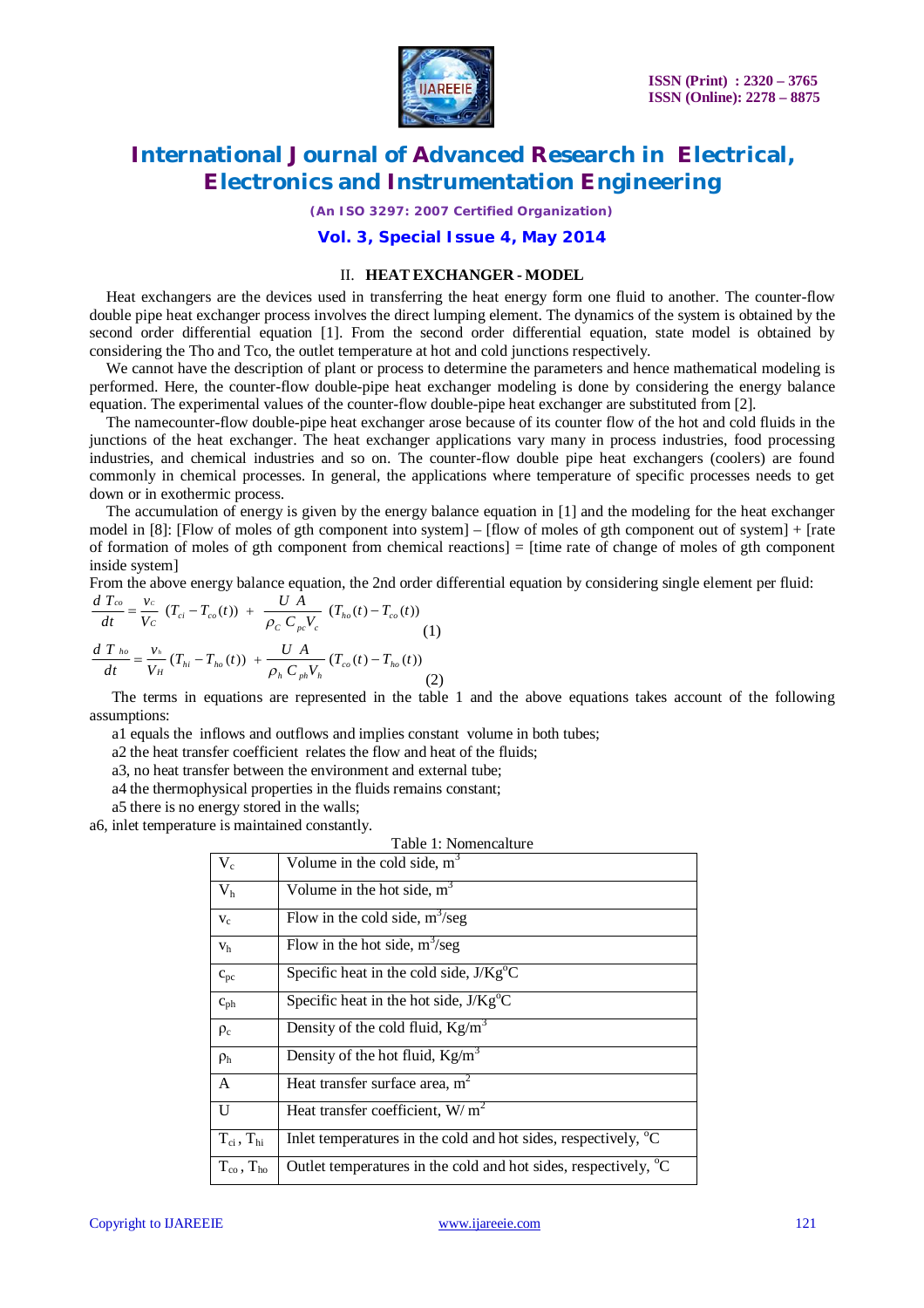## II. HEAT EXCHANGER - MODEL

Heat exchangers are the devices used in transferring the heat energy form one fluid to another. The counter-flow double pipe heat exchanger process involves the direct lumping element. The dynamics of the system is obtained by the second order differential equation [1]. From the second order differential equation, state model is obtained by considering the Tho and Tco, the outlet temperature at hot and cold junctions respectively.

We cannot have the description of plant or process to determine the parameters and hence mathematical modeling is performed. Here, the counter-flow double-pipe heat exchanger modeling is done by considering the energy balance equation. The experimental values of the counter-flow double-pipe heat exchanger are substituted from [2].

The namecounter-flow double-pipe heat exchanger arose because of its counter flow of the hot and cold fluids in the junctions of the heat exchanger. The heat exchanger applications vary many in process industries, food processing industries, and chemical industries and so on. The counter-flow double pipe heat exchangers (coolers) are found commonly in chemical processes. In general, the applications where temperature of specific processes needs to get down or in exothermic process.

The accumulation of energy is given by the energy balance equation in [1] and the modeling for the heat exchanger model in [8]: [Flow of moles of gth component into system] – [flow of moles of gth component out of system] + [rate of formation of moles of gth component from chemical reactions] = [time rate of change of moles of gth component inside system]

From the above energy balance equation, the 2nd order differential equation by considering single element per fluid:

$$\frac{d\,T_{co}}{dt} = \frac{v_c}{V_C}\,(T_{ci} - T_{co}(t)) \;+\; \frac{U\;A}{\rho_C\,C_{pc}V_c}\,(T_{ho}(t) - T_{co}(t)) \tag{1}$$

$$\frac{d\;T_{ho}}{dt} = \frac{v_h}{V_H}\,(T_{hi} - T_{ho}(t)) \;+\; \frac{U\;A}{\rho_h\,C_{ph}V_h}\,(T_{co}(t) - T_{ho}(t)) \tag{2}$$

The terms in equations are represented in the table 1 and the above equations takes account of the following assumptions:

a1 equals the inflows and outflows and implies constant volume in both tubes;

a2 the heat transfer coefficient relates the flow and heat of the fluids;

a3, no heat transfer between the environment and external tube;

a4 the thermophysical properties in the fluids remains constant;

a5 there is no energy stored in the walls;

a6, inlet temperature is maintained constantly.

Table 1: Nomencalture

| | |
|---|---|
| $V_c$ | Volume in the cold side, $m^3$ |
| $V_h$ | Volume in the hot side, $m^3$ |
| $v_c$ | Flow in the cold side, $m^3$/seg |
| $v_h$ | Flow in the hot side, $m^3$/seg |
| $c_{pc}$ | Specific heat in the cold side, J/Kg$^o$C |
| $c_{ph}$ | Specific heat in the hot side, J/Kg$^o$C |
| $\rho_c$ | Density of the cold fluid, Kg/$m^3$ |
| $\rho_h$ | Density of the hot fluid, Kg/$m^3$ |
| A | Heat transfer surface area, $m^2$ |
| U | Heat transfer coefficient, W/ $m^2$ |
| $T_{ci}$ , $T_{hi}$ | Inlet temperatures in the cold and hot sides, respectively, $^o$C |
| $T_{co}$ , $T_{ho}$ | Outlet temperatures in the cold and hot sides, respectively, $^o$C |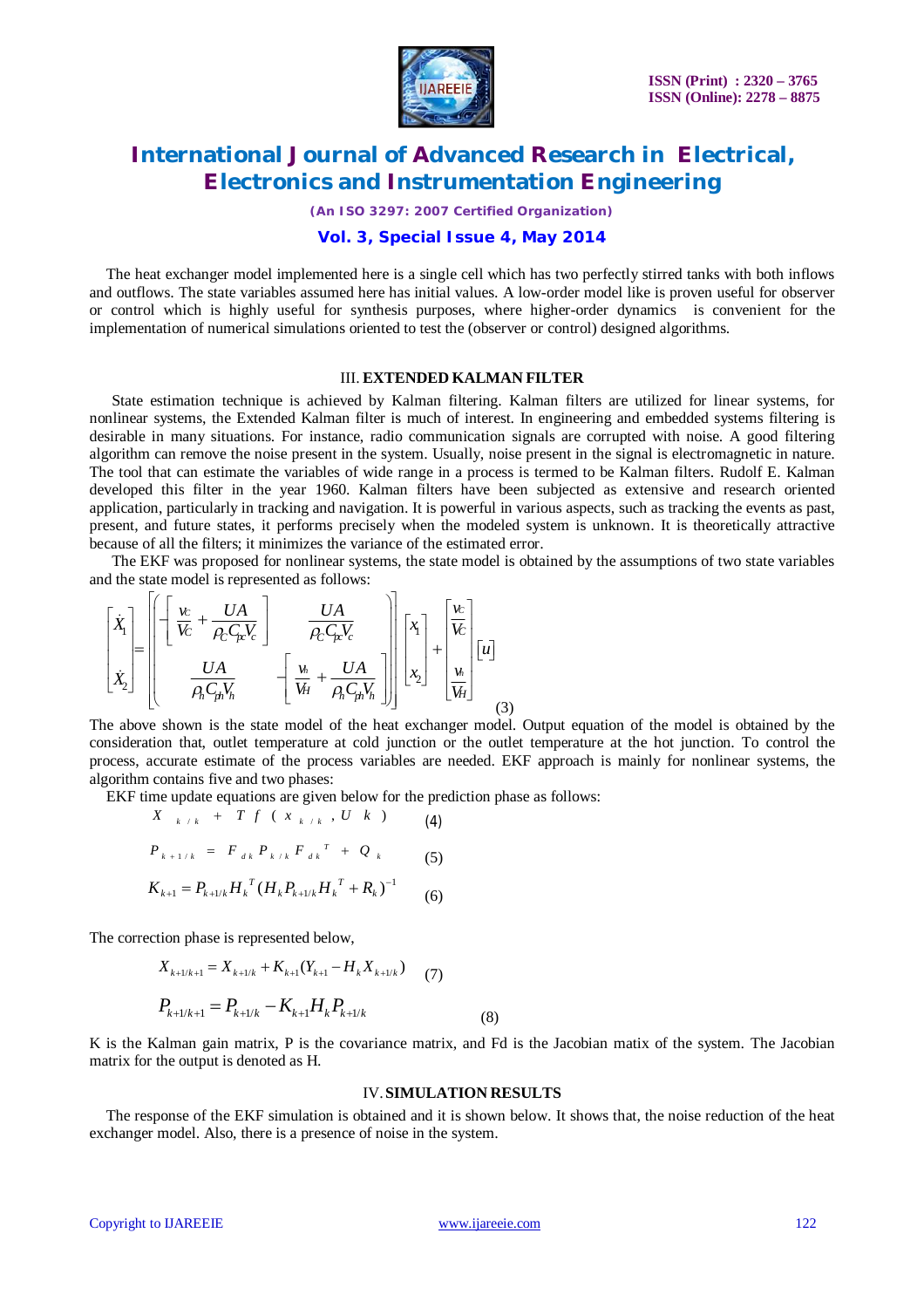The heat exchanger model implemented here is a single cell which has two perfectly stirred tanks with both inflows and outflows. The state variables assumed here has initial values. A low-order model like is proven useful for observer or control which is highly useful for synthesis purposes, where higher-order dynamics is convenient for the implementation of numerical simulations oriented to test the (observer or control) designed algorithms.

## III. EXTENDED KALMAN FILTER

State estimation technique is achieved by Kalman filtering. Kalman filters are utilized for linear systems, for nonlinear systems, the Extended Kalman filter is much of interest. In engineering and embedded systems filtering is desirable in many situations. For instance, radio communication signals are corrupted with noise. A good filtering algorithm can remove the noise present in the system. Usually, noise present in the signal is electromagnetic in nature. The tool that can estimate the variables of wide range in a process is termed to be Kalman filters. Rudolf E. Kalman developed this filter in the year 1960. Kalman filters have been subjected as extensive and research oriented application, particularly in tracking and navigation. It is powerful in various aspects, such as tracking the events as past, present, and future states, it performs precisely when the modeled system is unknown. It is theoretically attractive because of all the filters; it minimizes the variance of the estimated error.

The EKF was proposed for nonlinear systems, the state model is obtained by the assumptions of two state variables and the state model is represented as follows:

$$\begin{bmatrix} \dot{X}_1 \\ \dot{X}_2 \end{bmatrix} = \begin{bmatrix} -\left[ \dfrac{v_C}{V_C} + \dfrac{UA}{\rho_C C_{pc} V_c} \right] & \dfrac{UA}{\rho_C C_{pc} V_c} \\ \dfrac{UA}{\rho_h C_{ph} V_h} & -\left[ \dfrac{v_h}{V_H} + \dfrac{UA}{\rho_h C_{ph} V_h} \right] \end{bmatrix} \begin{bmatrix} x_1 \\ x_2 \end{bmatrix} + \begin{bmatrix} \dfrac{v_C}{V_C} \\ \dfrac{v_h}{V_H} \end{bmatrix} \begin{bmatrix} u \end{bmatrix} \quad (3)$$

The above shown is the state model of the heat exchanger model. Output equation of the model is obtained by the consideration that, outlet temperature at cold junction or the outlet temperature at the hot junction. To control the process, accurate estimate of the process variables are needed. EKF approach is mainly for nonlinear systems, the algorithm contains five and two phases:

EKF time update equations are given below for the prediction phase as follows:

$$X_{k/k} + T f(x_{k/k}, U_k) \quad (4)$$

$$P_{k+1/k} = F_{dk} P_{k/k} F_{dk}^{T} + Q_k \quad (5)$$

$$K_{k+1} = P_{k+1/k} H_k^{T} (H_k P_{k+1/k} H_k^{T} + R_k)^{-1} \quad (6)$$

The correction phase is represented below,

$$X_{k+1/k+1} = X_{k+1/k} + K_{k+1}(Y_{k+1} - H_k X_{k+1/k}) \quad (7)$$

$$P_{k+1/k+1} = P_{k+1/k} - K_{k+1} H_k P_{k+1/k} \quad (8)$$

K is the Kalman gain matrix, P is the covariance matrix, and Fd is the Jacobian matix of the system. The Jacobian matrix for the output is denoted as H.

## IV. SIMULATION RESULTS

The response of the EKF simulation is obtained and it is shown below. It shows that, the noise reduction of the heat exchanger model. Also, there is a presence of noise in the system.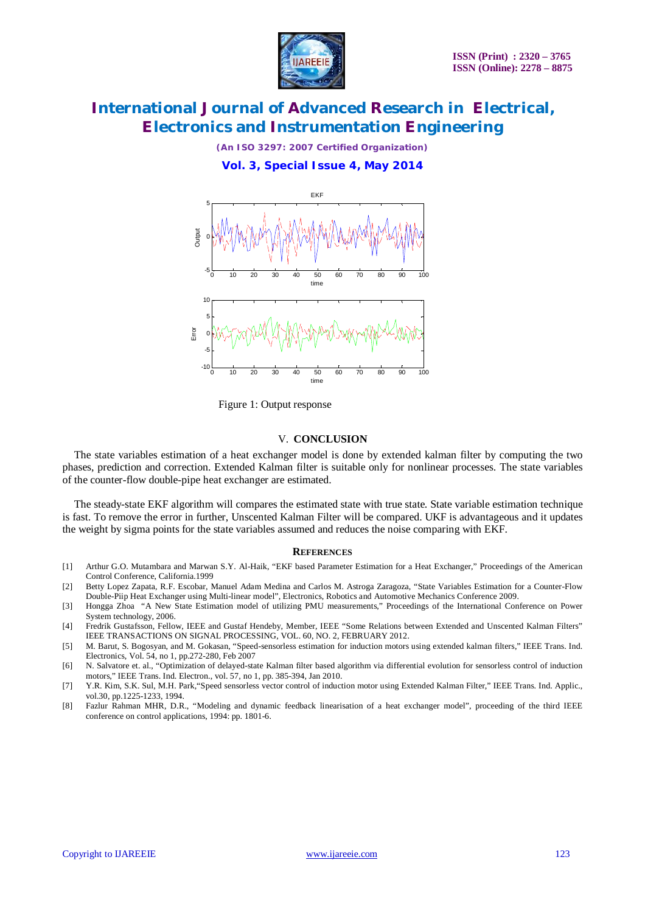EKF

Output

5

0

-5

0 10 20 30 40 50 60 70 80 90 100

time

Error

10

5

0

-5

-10

0 10 20 30 40 50 60 70 80 90 100

time

Figure 1: Output response

## V. CONCLUSION

The state variables estimation of a heat exchanger model is done by extended kalman filter by computing the two phases, prediction and correction. Extended Kalman filter is suitable only for nonlinear processes. The state variables of the counter-flow double-pipe heat exchanger are estimated.

The steady-state EKF algorithm will compares the estimated state with true state. State variable estimation technique is fast. To remove the error in further, Unscented Kalman Filter will be compared. UKF is advantageous and it updates the weight by sigma points for the state variables assumed and reduces the noise comparing with EKF.

## REFERENCES

[1] Arthur G.O. Mutambara and Marwan S.Y. Al-Haik, "EKF based Parameter Estimation for a Heat Exchanger," Proceedings of the American Control Conference, California.1999

[2] Betty Lopez Zapata, R.F. Escobar, Manuel Adam Medina and Carlos M. Astroga Zaragoza, "State Variables Estimation for a Counter-Flow Double-Piip Heat Exchanger using Multi-linear model", Electronics, Robotics and Automotive Mechanics Conference 2009.

[3] Hongga Zhoa "A New State Estimation model of utilizing PMU measurements," Proceedings of the International Conference on Power System technology, 2006.

[4] Fredrik Gustafsson, Fellow, IEEE and Gustaf Hendeby, Member, IEEE "Some Relations between Extended and Unscented Kalman Filters" IEEE TRANSACTIONS ON SIGNAL PROCESSING, VOL. 60, NO. 2, FEBRUARY 2012.

[5] M. Barut, S. Bogosyan, and M. Gokasan, "Speed-sensorless estimation for induction motors using extended kalman filters," IEEE Trans. Ind. Electronics, Vol. 54, no 1, pp.272-280, Feb 2007

[6] N. Salvatore et. al., "Optimization of delayed-state Kalman filter based algorithm via differential evolution for sensorless control of induction motors," IEEE Trans. Ind. Electron., vol. 57, no 1, pp. 385-394, Jan 2010.

[7] Y.R. Kim, S.K. Sul, M.H. Park,"Speed sensorless vector control of induction motor using Extended Kalman Filter," IEEE Trans. Ind. Applic., vol.30, pp.1225-1233, 1994.

[8] Fazlur Rahman MHR, D.R., "Modeling and dynamic feedback linearisation of a heat exchanger model", proceeding of the third IEEE conference on control applications, 1994: pp. 1801-6.